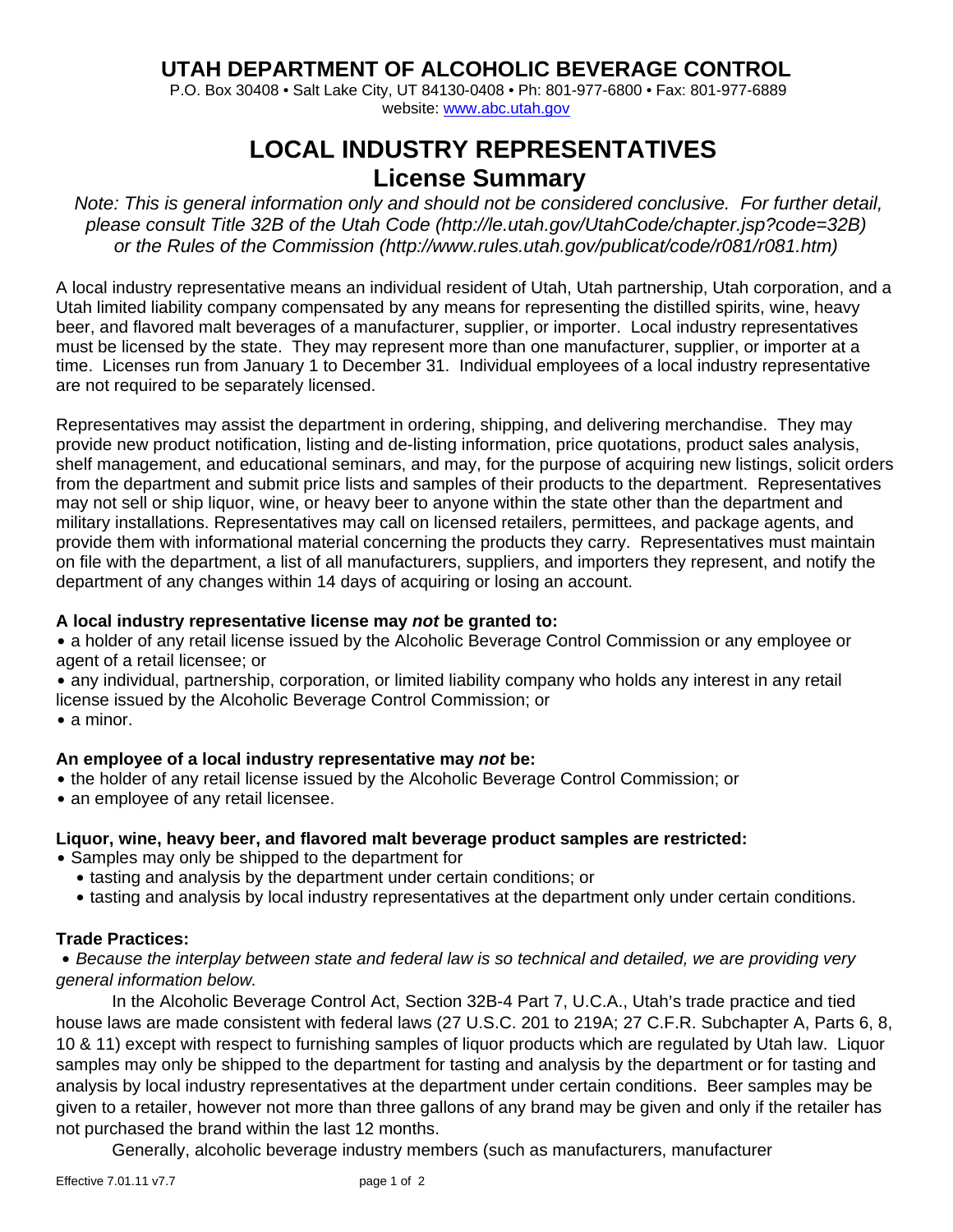# UTAH DEPARTMENT OF ALCOHOLIC BEVERAGE CONTROL

P.O. Box 30408 • Salt Lake City, UT 84130-0408 • Ph: 801-977-6800 • Fax: 801-977-6889
website: www.abc.utah.gov

## LOCAL INDUSTRY REPRESENTATIVES
## License Summary

*Note: This is general information only and should not be considered conclusive. For further detail, please consult Title 32B of the Utah Code (http://le.utah.gov/UtahCode/chapter.jsp?code=32B) or the Rules of the Commission (http://www.rules.utah.gov/publicat/code/r081/r081.htm)*

A local industry representative means an individual resident of Utah, Utah partnership, Utah corporation, and a Utah limited liability company compensated by any means for representing the distilled spirits, wine, heavy beer, and flavored malt beverages of a manufacturer, supplier, or importer. Local industry representatives must be licensed by the state. They may represent more than one manufacturer, supplier, or importer at a time. Licenses run from January 1 to December 31. Individual employees of a local industry representative are not required to be separately licensed.

Representatives may assist the department in ordering, shipping, and delivering merchandise. They may provide new product notification, listing and de-listing information, price quotations, product sales analysis, shelf management, and educational seminars, and may, for the purpose of acquiring new listings, solicit orders from the department and submit price lists and samples of their products to the department. Representatives may not sell or ship liquor, wine, or heavy beer to anyone within the state other than the department and military installations. Representatives may call on licensed retailers, permittees, and package agents, and provide them with informational material concerning the products they carry. Representatives must maintain on file with the department, a list of all manufacturers, suppliers, and importers they represent, and notify the department of any changes within 14 days of acquiring or losing an account.

**A local industry representative license may *not* be granted to:**

- a holder of any retail license issued by the Alcoholic Beverage Control Commission or any employee or agent of a retail licensee; or
- any individual, partnership, corporation, or limited liability company who holds any interest in any retail license issued by the Alcoholic Beverage Control Commission; or
- a minor.

**An employee of a local industry representative may *not* be:**

- the holder of any retail license issued by the Alcoholic Beverage Control Commission; or
- an employee of any retail licensee.

**Liquor, wine, heavy beer, and flavored malt beverage product samples are restricted:**

- Samples may only be shipped to the department for
  - tasting and analysis by the department under certain conditions; or
  - tasting and analysis by local industry representatives at the department only under certain conditions.

**Trade Practices:**

- *Because the interplay between state and federal law is so technical and detailed, we are providing very general information below.*

In the Alcoholic Beverage Control Act, Section 32B-4 Part 7, U.C.A., Utah's trade practice and tied house laws are made consistent with federal laws (27 U.S.C. 201 to 219A; 27 C.F.R. Subchapter A, Parts 6, 8, 10 & 11) except with respect to furnishing samples of liquor products which are regulated by Utah law. Liquor samples may only be shipped to the department for tasting and analysis by the department or for tasting and analysis by local industry representatives at the department under certain conditions. Beer samples may be given to a retailer, however not more than three gallons of any brand may be given and only if the retailer has not purchased the brand within the last 12 months.

Generally, alcoholic beverage industry members (such as manufacturers, manufacturer

Effective 7.01.11 v7.7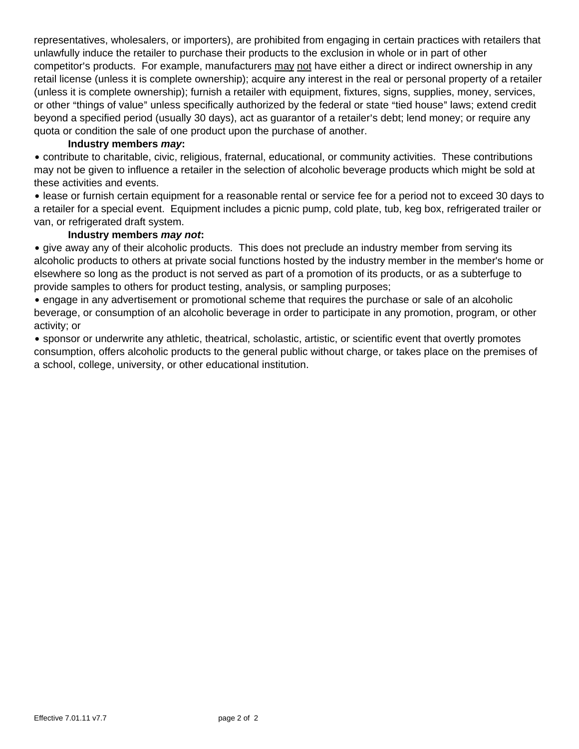representatives, wholesalers, or importers), are prohibited from engaging in certain practices with retailers that unlawfully induce the retailer to purchase their products to the exclusion in whole or in part of other competitor's products. For example, manufacturers <u>may</u> <u>not</u> have either a direct or indirect ownership in any retail license (unless it is complete ownership); acquire any interest in the real or personal property of a retailer (unless it is complete ownership); furnish a retailer with equipment, fixtures, signs, supplies, money, services, or other "things of value" unless specifically authorized by the federal or state "tied house" laws; extend credit beyond a specified period (usually 30 days), act as guarantor of a retailer's debt; lend money; or require any quota or condition the sale of one product upon the purchase of another.

**Industry members *may*:**

- contribute to charitable, civic, religious, fraternal, educational, or community activities. These contributions may not be given to influence a retailer in the selection of alcoholic beverage products which might be sold at these activities and events.
- lease or furnish certain equipment for a reasonable rental or service fee for a period not to exceed 30 days to a retailer for a special event. Equipment includes a picnic pump, cold plate, tub, keg box, refrigerated trailer or van, or refrigerated draft system.

**Industry members *may not*:**

- give away any of their alcoholic products. This does not preclude an industry member from serving its alcoholic products to others at private social functions hosted by the industry member in the member's home or elsewhere so long as the product is not served as part of a promotion of its products, or as a subterfuge to provide samples to others for product testing, analysis, or sampling purposes;
- engage in any advertisement or promotional scheme that requires the purchase or sale of an alcoholic beverage, or consumption of an alcoholic beverage in order to participate in any promotion, program, or other activity; or
- sponsor or underwrite any athletic, theatrical, scholastic, artistic, or scientific event that overtly promotes consumption, offers alcoholic products to the general public without charge, or takes place on the premises of a school, college, university, or other educational institution.

Effective 7.01.11 v7.7